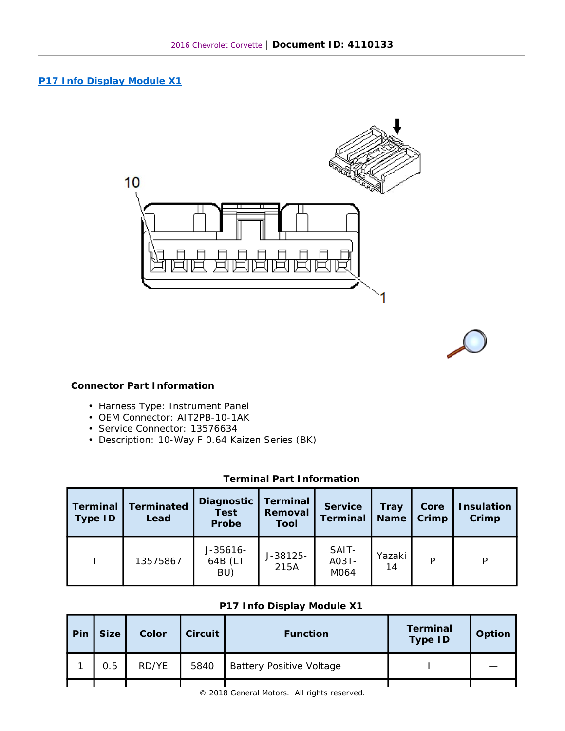2016 Chevrolet Corvette | **Document ID: 4110133**

## P17 Info Display Module X1

### Connector Part Information

- Harness Type: Instrument Panel
- OEM Connector: AIT2PB-10-1AK
- Service Connector: 13576634
- Description: 10-Way F 0.64 Kaizen Series (BK)

**Terminal Part Information**

| Terminal Type ID | Terminated Lead | Diagnostic Test Probe | Terminal Removal Tool | Service Terminal | Tray Name | Core Crimp | Insulation Crimp |
|---|---|---|---|---|---|---|---|
| I | 13575867 | J-35616-64B (LT BU) | J-38125-215A | SAIT-A03T-M064 | Yazaki 14 | P | P |

**P17 Info Display Module X1**

| Pin | Size | Color | Circuit | Function | Terminal Type ID | Option |
|---|---|---|---|---|---|---|
| 1 | 0.5 | RD/YE | 5840 | Battery Positive Voltage | I | — |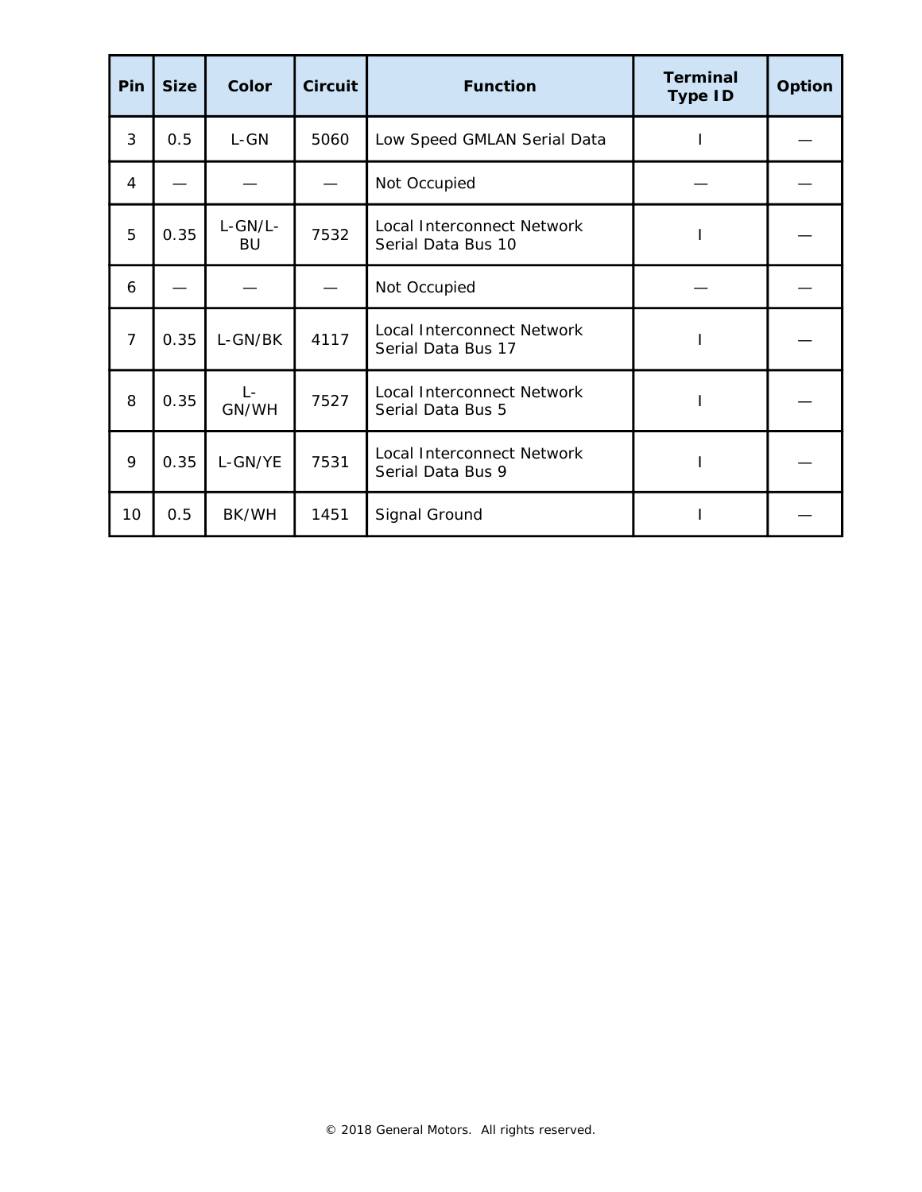| Pin | Size | Color | Circuit | Function | Terminal Type ID | Option |
|---|---|---|---|---|---|---|
| 3 | 0.5 | L-GN | 5060 | Low Speed GMLAN Serial Data | I | — |
| 4 | — | — | — | Not Occupied | — | — |
| 5 | 0.35 | L-GN/L-BU | 7532 | Local Interconnect Network Serial Data Bus 10 | I | — |
| 6 | — | — | — | Not Occupied | — | — |
| 7 | 0.35 | L-GN/BK | 4117 | Local Interconnect Network Serial Data Bus 17 | I | — |
| 8 | 0.35 | L-GN/WH | 7527 | Local Interconnect Network Serial Data Bus 5 | I | — |
| 9 | 0.35 | L-GN/YE | 7531 | Local Interconnect Network Serial Data Bus 9 | I | — |
| 10 | 0.5 | BK/WH | 1451 | Signal Ground | I | — |

© 2018 General Motors. All rights reserved.